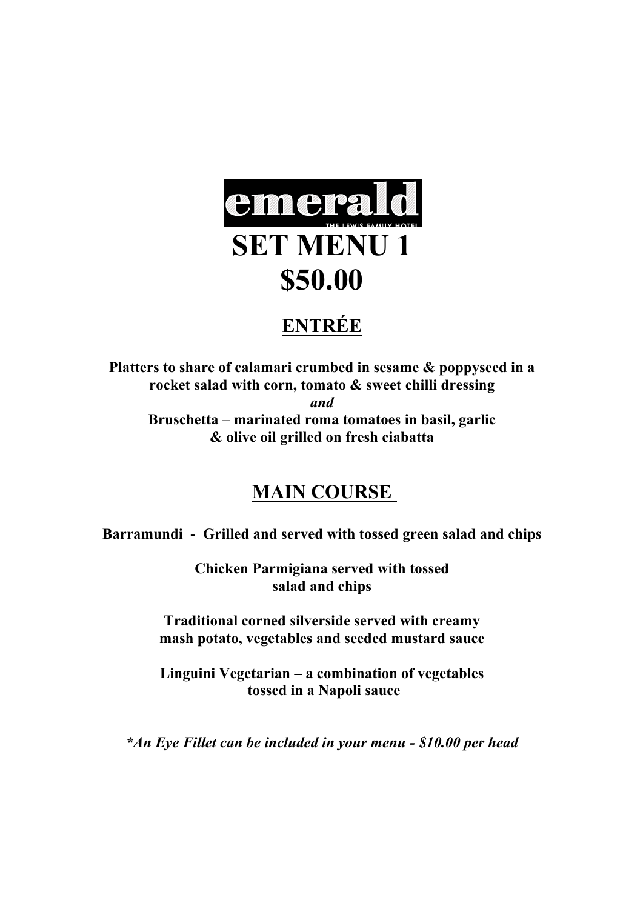**emerald**

THE LEWIS FAMILY HOTEL

# SET MENU 1

# $50.00

## ENTRÉE

**Platters to share of calamari crumbed in sesame & poppyseed in a rocket salad with corn, tomato & sweet chilli dressing**

***and***

**Bruschetta – marinated roma tomatoes in basil, garlic & olive oil grilled on fresh ciabatta**

## MAIN COURSE

**Barramundi - Grilled and served with tossed green salad and chips**

**Chicken Parmigiana served with tossed salad and chips**

**Traditional corned silverside served with creamy mash potato, vegetables and seeded mustard sauce**

**Linguini Vegetarian – a combination of vegetables tossed in a Napoli sauce**

***An Eye Fillet can be included in your menu - $10.00 per head***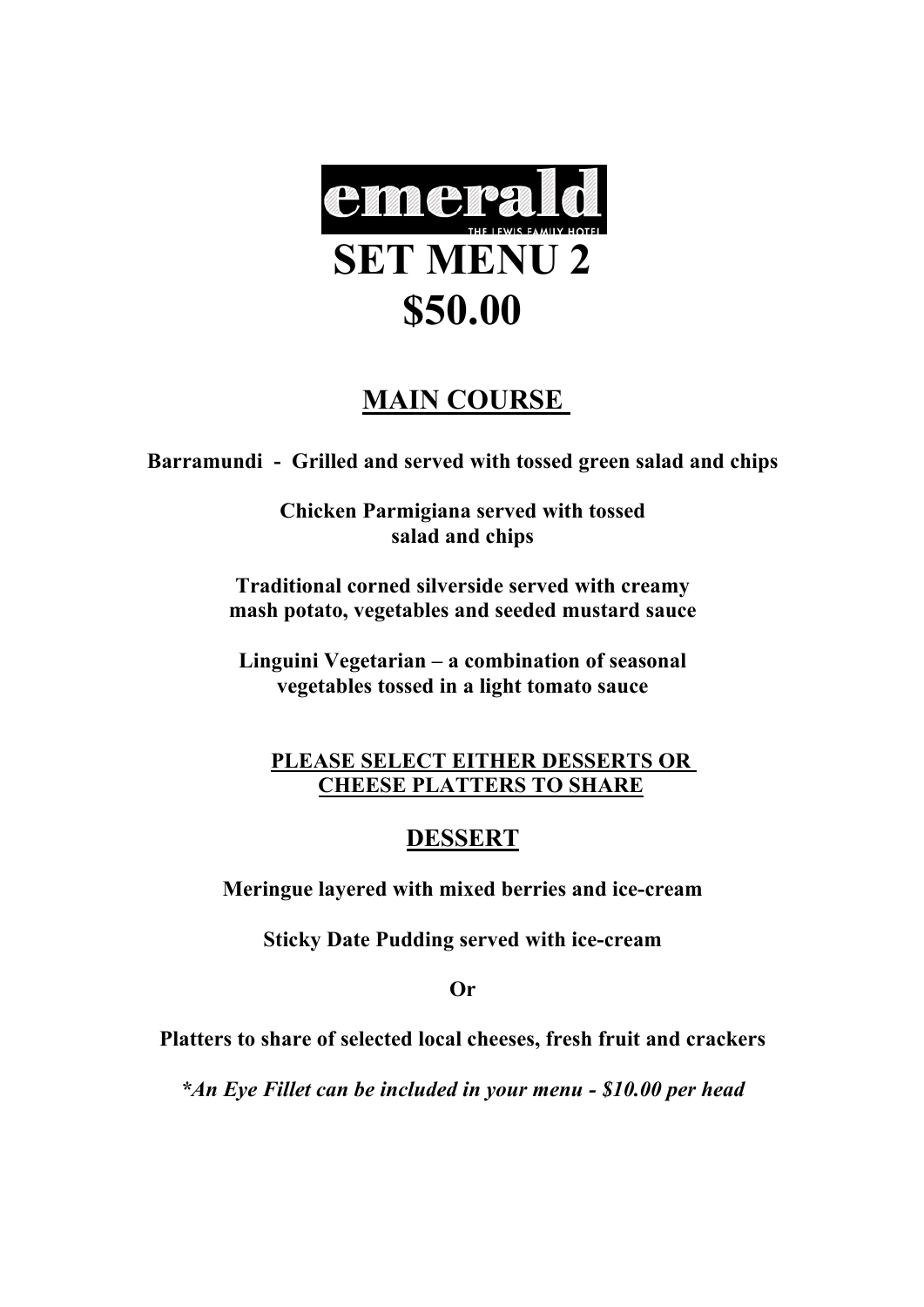emerald

THE LEWIS FAMILY HOTEL

# SET MENU 2
# $50.00

## MAIN COURSE

**Barramundi - Grilled and served with tossed green salad and chips**

**Chicken Parmigiana served with tossed salad and chips**

**Traditional corned silverside served with creamy mash potato, vegetables and seeded mustard sauce**

**Linguini Vegetarian – a combination of seasonal vegetables tossed in a light tomato sauce**

**PLEASE SELECT EITHER DESSERTS OR CHEESE PLATTERS TO SHARE**

## DESSERT

**Meringue layered with mixed berries and ice-cream**

**Sticky Date Pudding served with ice-cream**

**Or**

**Platters to share of selected local cheeses, fresh fruit and crackers**

***An Eye Fillet can be included in your menu - $10.00 per head***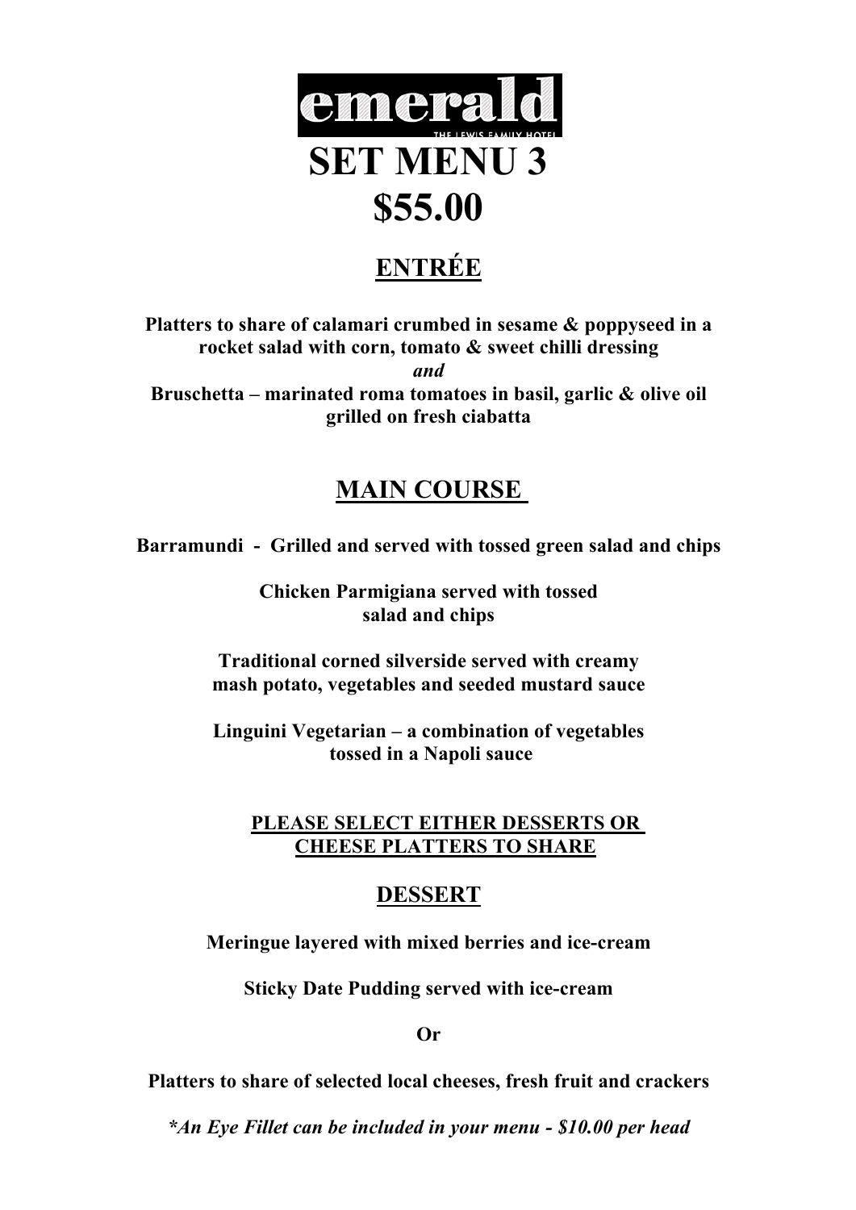# emerald

THE LEWIS FAMILY HOTEL

# SET MENU 3

# $55.00

## ENTRÉE

**Platters to share of calamari crumbed in sesame & poppyseed in a rocket salad with corn, tomato & sweet chilli dressing**

***and***

**Bruschetta – marinated roma tomatoes in basil, garlic & olive oil grilled on fresh ciabatta**

## MAIN COURSE

**Barramundi - Grilled and served with tossed green salad and chips**

**Chicken Parmigiana served with tossed salad and chips**

**Traditional corned silverside served with creamy mash potato, vegetables and seeded mustard sauce**

**Linguini Vegetarian – a combination of vegetables tossed in a Napoli sauce**

**PLEASE SELECT EITHER DESSERTS OR CHEESE PLATTERS TO SHARE**

## DESSERT

**Meringue layered with mixed berries and ice-cream**

**Sticky Date Pudding served with ice-cream**

**Or**

**Platters to share of selected local cheeses, fresh fruit and crackers**

***\*An Eye Fillet can be included in your menu - $10.00 per head***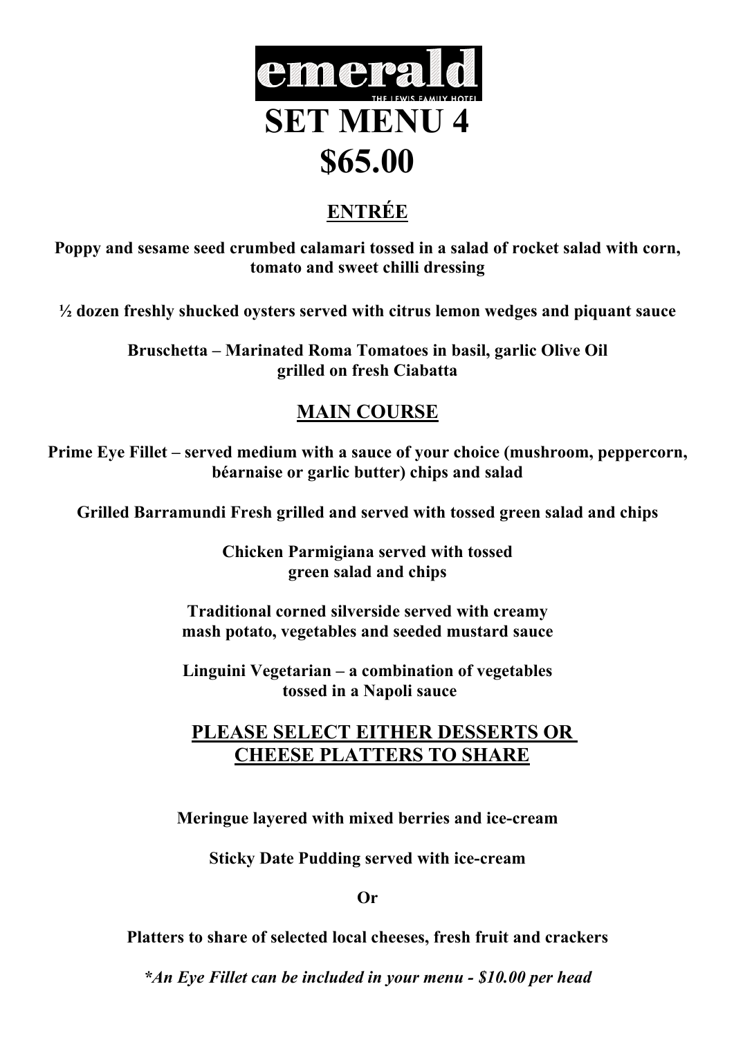# emerald

THE LEWIS FAMILY HOTEL

# SET MENU 4

# $65.00

## ENTRÉE

**Poppy and sesame seed crumbed calamari tossed in a salad of rocket salad with corn, tomato and sweet chilli dressing**

**½ dozen freshly shucked oysters served with citrus lemon wedges and piquant sauce**

**Bruschetta – Marinated Roma Tomatoes in basil, garlic Olive Oil grilled on fresh Ciabatta**

## MAIN COURSE

**Prime Eye Fillet – served medium with a sauce of your choice (mushroom, peppercorn, béarnaise or garlic butter) chips and salad**

**Grilled Barramundi Fresh grilled and served with tossed green salad and chips**

**Chicken Parmigiana served with tossed green salad and chips**

**Traditional corned silverside served with creamy mash potato, vegetables and seeded mustard sauce**

**Linguini Vegetarian – a combination of vegetables tossed in a Napoli sauce**

## PLEASE SELECT EITHER DESSERTS OR CHEESE PLATTERS TO SHARE

**Meringue layered with mixed berries and ice-cream**

**Sticky Date Pudding served with ice-cream**

**Or**

**Platters to share of selected local cheeses, fresh fruit and crackers**

***An Eye Fillet can be included in your menu - $10.00 per head***